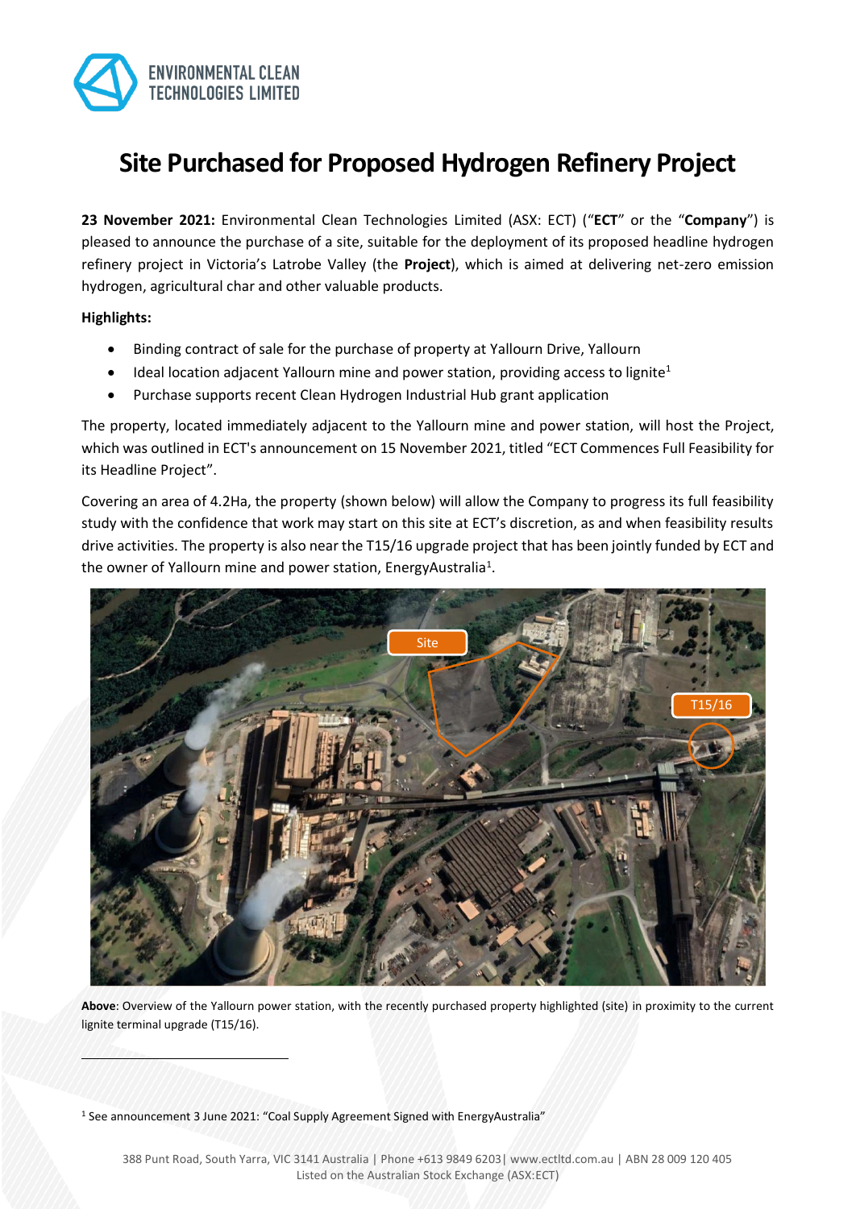# Site Purchased for Proposed Hydrogen Refinery Project

**23 November 2021:** Environmental Clean Technologies Limited (ASX: ECT) ("**ECT**" or the "**Company**") is pleased to announce the purchase of a site, suitable for the deployment of its proposed headline hydrogen refinery project in Victoria's Latrobe Valley (the **Project**), which is aimed at delivering net-zero emission hydrogen, agricultural char and other valuable products.

**Highlights:**

- Binding contract of sale for the purchase of property at Yallourn Drive, Yallourn
- Ideal location adjacent Yallourn mine and power station, providing access to lignite[1]
- Purchase supports recent Clean Hydrogen Industrial Hub grant application

The property, located immediately adjacent to the Yallourn mine and power station, will host the Project, which was outlined in ECT's announcement on 15 November 2021, titled "ECT Commences Full Feasibility for its Headline Project".

Covering an area of 4.2Ha, the property (shown below) will allow the Company to progress its full feasibility study with the confidence that work may start on this site at ECT's discretion, as and when feasibility results drive activities. The property is also near the T15/16 upgrade project that has been jointly funded by ECT and the owner of Yallourn mine and power station, EnergyAustralia[1].

**Above**: Overview of the Yallourn power station, with the recently purchased property highlighted (site) in proximity to the current lignite terminal upgrade (T15/16).

[1] See announcement 3 June 2021: "Coal Supply Agreement Signed with EnergyAustralia"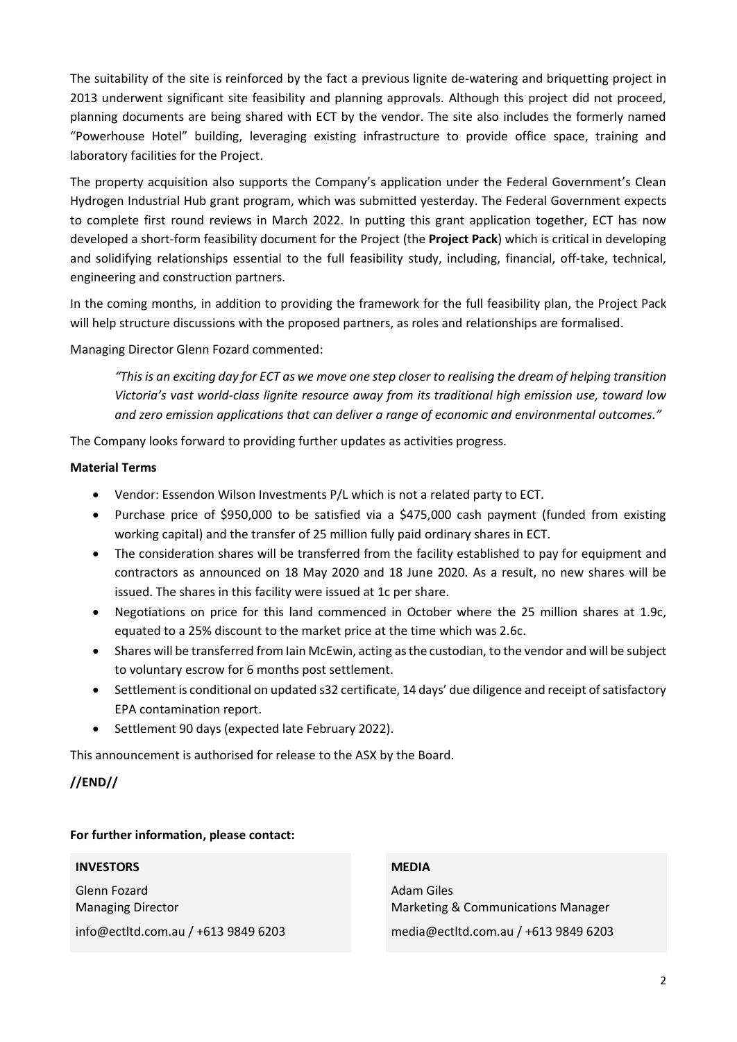The suitability of the site is reinforced by the fact a previous lignite de-watering and briquetting project in 2013 underwent significant site feasibility and planning approvals. Although this project did not proceed, planning documents are being shared with ECT by the vendor. The site also includes the formerly named "Powerhouse Hotel" building, leveraging existing infrastructure to provide office space, training and laboratory facilities for the Project.

The property acquisition also supports the Company's application under the Federal Government's Clean Hydrogen Industrial Hub grant program, which was submitted yesterday. The Federal Government expects to complete first round reviews in March 2022. In putting this grant application together, ECT has now developed a short-form feasibility document for the Project (the **Project Pack**) which is critical in developing and solidifying relationships essential to the full feasibility study, including, financial, off-take, technical, engineering and construction partners.

In the coming months, in addition to providing the framework for the full feasibility plan, the Project Pack will help structure discussions with the proposed partners, as roles and relationships are formalised.

Managing Director Glenn Fozard commented:

> *"This is an exciting day for ECT as we move one step closer to realising the dream of helping transition Victoria's vast world-class lignite resource away from its traditional high emission use, toward low and zero emission applications that can deliver a range of economic and environmental outcomes."*

The Company looks forward to providing further updates as activities progress.

**Material Terms**

- Vendor: Essendon Wilson Investments P/L which is not a related party to ECT.
- Purchase price of $950,000 to be satisfied via a $475,000 cash payment (funded from existing working capital) and the transfer of 25 million fully paid ordinary shares in ECT.
- The consideration shares will be transferred from the facility established to pay for equipment and contractors as announced on 18 May 2020 and 18 June 2020. As a result, no new shares will be issued. The shares in this facility were issued at 1c per share.
- Negotiations on price for this land commenced in October where the 25 million shares at 1.9c, equated to a 25% discount to the market price at the time which was 2.6c.
- Shares will be transferred from Iain McEwin, acting as the custodian, to the vendor and will be subject to voluntary escrow for 6 months post settlement.
- Settlement is conditional on updated s32 certificate, 14 days' due diligence and receipt of satisfactory EPA contamination report.
- Settlement 90 days (expected late February 2022).

This announcement is authorised for release to the ASX by the Board.

**//END//**

**For further information, please contact:**

**INVESTORS**

Glenn Fozard
Managing Director

info@ectltd.com.au / +613 9849 6203

**MEDIA**

Adam Giles
Marketing & Communications Manager

media@ectltd.com.au / +613 9849 6203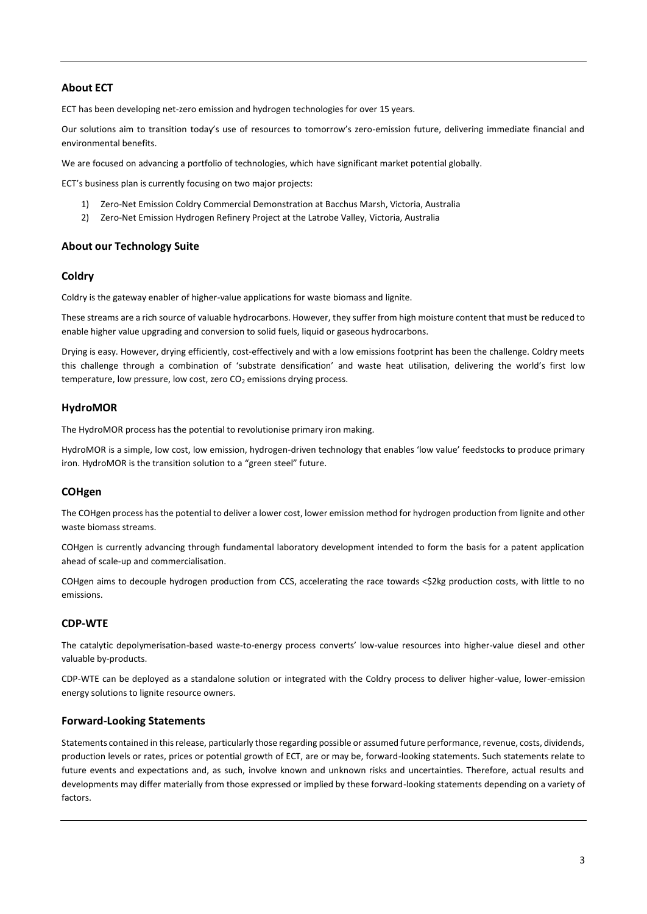## About ECT

ECT has been developing net-zero emission and hydrogen technologies for over 15 years.

Our solutions aim to transition today's use of resources to tomorrow's zero-emission future, delivering immediate financial and environmental benefits.

We are focused on advancing a portfolio of technologies, which have significant market potential globally.

ECT's business plan is currently focusing on two major projects:

1) Zero-Net Emission Coldry Commercial Demonstration at Bacchus Marsh, Victoria, Australia
2) Zero-Net Emission Hydrogen Refinery Project at the Latrobe Valley, Victoria, Australia

## About our Technology Suite

### Coldry

Coldry is the gateway enabler of higher-value applications for waste biomass and lignite.

These streams are a rich source of valuable hydrocarbons. However, they suffer from high moisture content that must be reduced to enable higher value upgrading and conversion to solid fuels, liquid or gaseous hydrocarbons.

Drying is easy. However, drying efficiently, cost-effectively and with a low emissions footprint has been the challenge. Coldry meets this challenge through a combination of 'substrate densification' and waste heat utilisation, delivering the world's first low temperature, low pressure, low cost, zero $CO_2$ emissions drying process.

### HydroMOR

The HydroMOR process has the potential to revolutionise primary iron making.

HydroMOR is a simple, low cost, low emission, hydrogen-driven technology that enables 'low value' feedstocks to produce primary iron. HydroMOR is the transition solution to a "green steel" future.

### COHgen

The COHgen process has the potential to deliver a lower cost, lower emission method for hydrogen production from lignite and other waste biomass streams.

COHgen is currently advancing through fundamental laboratory development intended to form the basis for a patent application ahead of scale-up and commercialisation.

COHgen aims to decouple hydrogen production from CCS, accelerating the race towards <$2kg production costs, with little to no emissions.

### CDP-WTE

The catalytic depolymerisation-based waste-to-energy process converts' low-value resources into higher-value diesel and other valuable by-products.

CDP-WTE can be deployed as a standalone solution or integrated with the Coldry process to deliver higher-value, lower-emission energy solutions to lignite resource owners.

## Forward-Looking Statements

Statements contained in this release, particularly those regarding possible or assumed future performance, revenue, costs, dividends, production levels or rates, prices or potential growth of ECT, are or may be, forward-looking statements. Such statements relate to future events and expectations and, as such, involve known and unknown risks and uncertainties. Therefore, actual results and developments may differ materially from those expressed or implied by these forward-looking statements depending on a variety of factors.